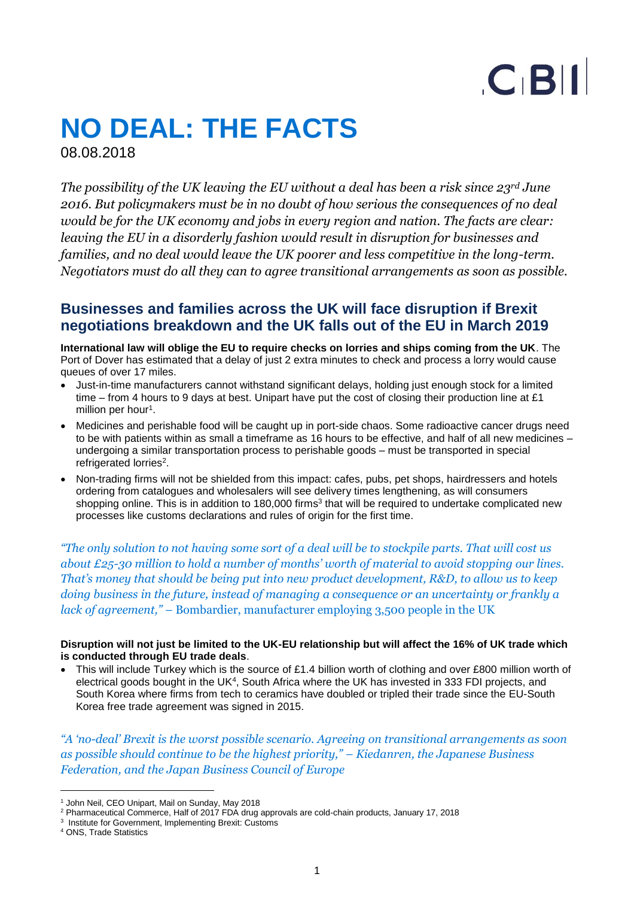# NO DEAL: THE FACTS

08.08.2018

*The possibility of the UK leaving the EU without a deal has been a risk since 23rd June 2016. But policymakers must be in no doubt of how serious the consequences of no deal would be for the UK economy and jobs in every region and nation. The facts are clear: leaving the EU in a disorderly fashion would result in disruption for businesses and families, and no deal would leave the UK poorer and less competitive in the long-term. Negotiators must do all they can to agree transitional arrangements as soon as possible.*

## Businesses and families across the UK will face disruption if Brexit negotiations breakdown and the UK falls out of the EU in March 2019

**International law will oblige the EU to require checks on lorries and ships coming from the UK**. The Port of Dover has estimated that a delay of just 2 extra minutes to check and process a lorry would cause queues of over 17 miles.

- Just-in-time manufacturers cannot withstand significant delays, holding just enough stock for a limited time – from 4 hours to 9 days at best. Unipart have put the cost of closing their production line at £1 million per hour[1].
- Medicines and perishable food will be caught up in port-side chaos. Some radioactive cancer drugs need to be with patients within as small a timeframe as 16 hours to be effective, and half of all new medicines – undergoing a similar transportation process to perishable goods – must be transported in special refrigerated lorries[2].
- Non-trading firms will not be shielded from this impact: cafes, pubs, pet shops, hairdressers and hotels ordering from catalogues and wholesalers will see delivery times lengthening, as will consumers shopping online. This is in addition to 180,000 firms[3] that will be required to undertake complicated new processes like customs declarations and rules of origin for the first time.

*"The only solution to not having some sort of a deal will be to stockpile parts. That will cost us about £25-30 million to hold a number of months' worth of material to avoid stopping our lines. That's money that should be being put into new product development, R&D, to allow us to keep doing business in the future, instead of managing a consequence or an uncertainty or frankly a lack of agreement,"* – Bombardier, manufacturer employing 3,500 people in the UK

**Disruption will not just be limited to the UK-EU relationship but will affect the 16% of UK trade which is conducted through EU trade deals**.

- This will include Turkey which is the source of £1.4 billion worth of clothing and over £800 million worth of electrical goods bought in the UK[4], South Africa where the UK has invested in 333 FDI projects, and South Korea where firms from tech to ceramics have doubled or tripled their trade since the EU-South Korea free trade agreement was signed in 2015.

*"A 'no-deal' Brexit is the worst possible scenario. Agreeing on transitional arrangements as soon as possible should continue to be the highest priority," – Kiedanren, the Japanese Business Federation, and the Japan Business Council of Europe*

---

[1] John Neil, CEO Unipart, Mail on Sunday, May 2018

[2] Pharmaceutical Commerce, Half of 2017 FDA drug approvals are cold-chain products, January 17, 2018

[3] Institute for Government, Implementing Brexit: Customs

[4] ONS, Trade Statistics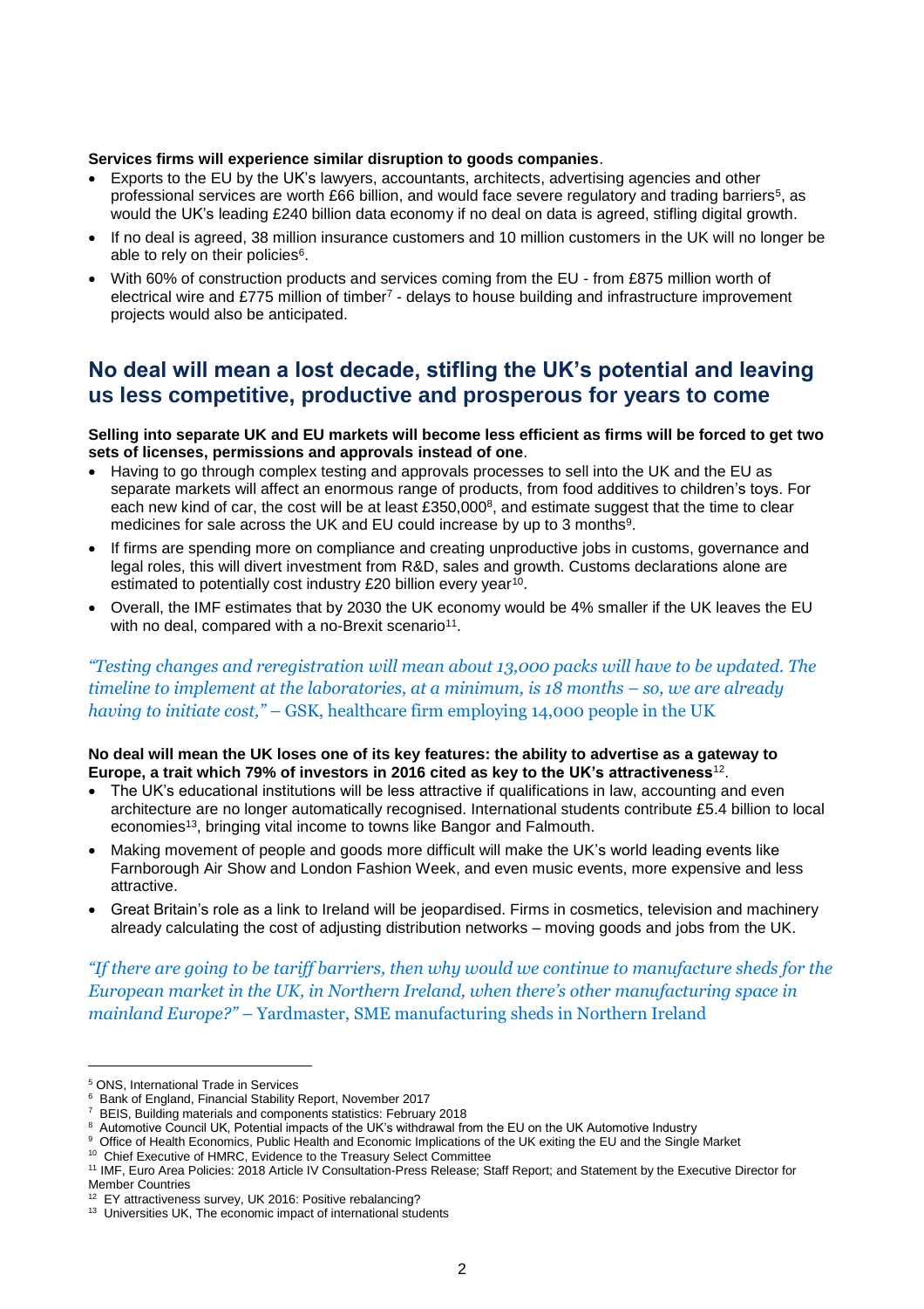**Services firms will experience similar disruption to goods companies**.

- Exports to the EU by the UK's lawyers, accountants, architects, advertising agencies and other professional services are worth £66 billion, and would face severe regulatory and trading barriers[5], as would the UK's leading £240 billion data economy if no deal on data is agreed, stifling digital growth.
- If no deal is agreed, 38 million insurance customers and 10 million customers in the UK will no longer be able to rely on their policies[6].
- With 60% of construction products and services coming from the EU - from £875 million worth of electrical wire and £775 million of timber[7] - delays to house building and infrastructure improvement projects would also be anticipated.

## No deal will mean a lost decade, stifling the UK's potential and leaving us less competitive, productive and prosperous for years to come

**Selling into separate UK and EU markets will become less efficient as firms will be forced to get two sets of licenses, permissions and approvals instead of one**.

- Having to go through complex testing and approvals processes to sell into the UK and the EU as separate markets will affect an enormous range of products, from food additives to children's toys. For each new kind of car, the cost will be at least £350,000[8], and estimate suggest that the time to clear medicines for sale across the UK and EU could increase by up to 3 months[9].
- If firms are spending more on compliance and creating unproductive jobs in customs, governance and legal roles, this will divert investment from R&D, sales and growth. Customs declarations alone are estimated to potentially cost industry £20 billion every year[10].
- Overall, the IMF estimates that by 2030 the UK economy would be 4% smaller if the UK leaves the EU with no deal, compared with a no-Brexit scenario[11].

*"Testing changes and reregistration will mean about 13,000 packs will have to be updated. The timeline to implement at the laboratories, at a minimum, is 18 months – so, we are already having to initiate cost,"* – GSK, healthcare firm employing 14,000 people in the UK

**No deal will mean the UK loses one of its key features: the ability to advertise as a gateway to Europe, a trait which 79% of investors in 2016 cited as key to the UK's attractiveness**[12].

- The UK's educational institutions will be less attractive if qualifications in law, accounting and even architecture are no longer automatically recognised. International students contribute £5.4 billion to local economies[13], bringing vital income to towns like Bangor and Falmouth.
- Making movement of people and goods more difficult will make the UK's world leading events like Farnborough Air Show and London Fashion Week, and even music events, more expensive and less attractive.
- Great Britain's role as a link to Ireland will be jeopardised. Firms in cosmetics, television and machinery already calculating the cost of adjusting distribution networks – moving goods and jobs from the UK.

*"If there are going to be tariff barriers, then why would we continue to manufacture sheds for the European market in the UK, in Northern Ireland, when there's other manufacturing space in mainland Europe?"* – Yardmaster, SME manufacturing sheds in Northern Ireland

---

[5] ONS, International Trade in Services
[6] Bank of England, Financial Stability Report, November 2017
[7] BEIS, Building materials and components statistics: February 2018
[8] Automotive Council UK, Potential impacts of the UK's withdrawal from the EU on the UK Automotive Industry
[9] Office of Health Economics, Public Health and Economic Implications of the UK exiting the EU and the Single Market
[10] Chief Executive of HMRC, Evidence to the Treasury Select Committee
[11] IMF, Euro Area Policies: 2018 Article IV Consultation-Press Release; Staff Report; and Statement by the Executive Director for Member Countries
[12] EY attractiveness survey, UK 2016: Positive rebalancing?
[13] Universities UK, The economic impact of international students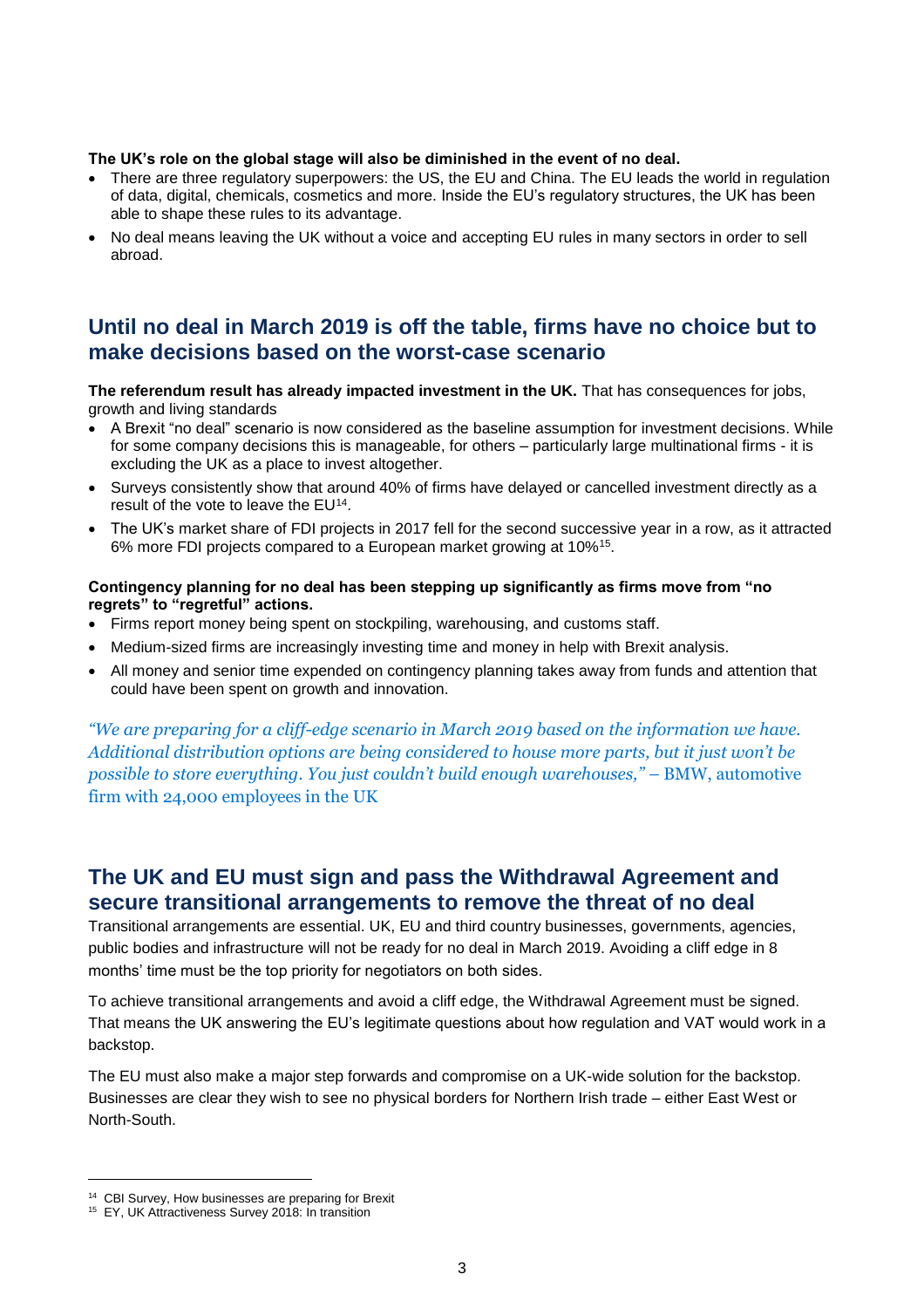**The UK's role on the global stage will also be diminished in the event of no deal.**

- There are three regulatory superpowers: the US, the EU and China. The EU leads the world in regulation of data, digital, chemicals, cosmetics and more. Inside the EU's regulatory structures, the UK has been able to shape these rules to its advantage.
- No deal means leaving the UK without a voice and accepting EU rules in many sectors in order to sell abroad.

## Until no deal in March 2019 is off the table, firms have no choice but to make decisions based on the worst-case scenario

**The referendum result has already impacted investment in the UK.** That has consequences for jobs, growth and living standards

- A Brexit "no deal" scenario is now considered as the baseline assumption for investment decisions. While for some company decisions this is manageable, for others – particularly large multinational firms - it is excluding the UK as a place to invest altogether.
- Surveys consistently show that around 40% of firms have delayed or cancelled investment directly as a result of the vote to leave the EU[14].
- The UK's market share of FDI projects in 2017 fell for the second successive year in a row, as it attracted 6% more FDI projects compared to a European market growing at 10%[15].

**Contingency planning for no deal has been stepping up significantly as firms move from "no regrets" to "regretful" actions.**

- Firms report money being spent on stockpiling, warehousing, and customs staff.
- Medium-sized firms are increasingly investing time and money in help with Brexit analysis.
- All money and senior time expended on contingency planning takes away from funds and attention that could have been spent on growth and innovation.

*"We are preparing for a cliff-edge scenario in March 2019 based on the information we have. Additional distribution options are being considered to house more parts, but it just won't be possible to store everything. You just couldn't build enough warehouses,"* – BMW, automotive firm with 24,000 employees in the UK

## The UK and EU must sign and pass the Withdrawal Agreement and secure transitional arrangements to remove the threat of no deal

Transitional arrangements are essential. UK, EU and third country businesses, governments, agencies, public bodies and infrastructure will not be ready for no deal in March 2019. Avoiding a cliff edge in 8 months' time must be the top priority for negotiators on both sides.

To achieve transitional arrangements and avoid a cliff edge, the Withdrawal Agreement must be signed. That means the UK answering the EU's legitimate questions about how regulation and VAT would work in a backstop.

The EU must also make a major step forwards and compromise on a UK-wide solution for the backstop. Businesses are clear they wish to see no physical borders for Northern Irish trade – either East West or North-South.

[14] CBI Survey, How businesses are preparing for Brexit
[15] EY, UK Attractiveness Survey 2018: In transition